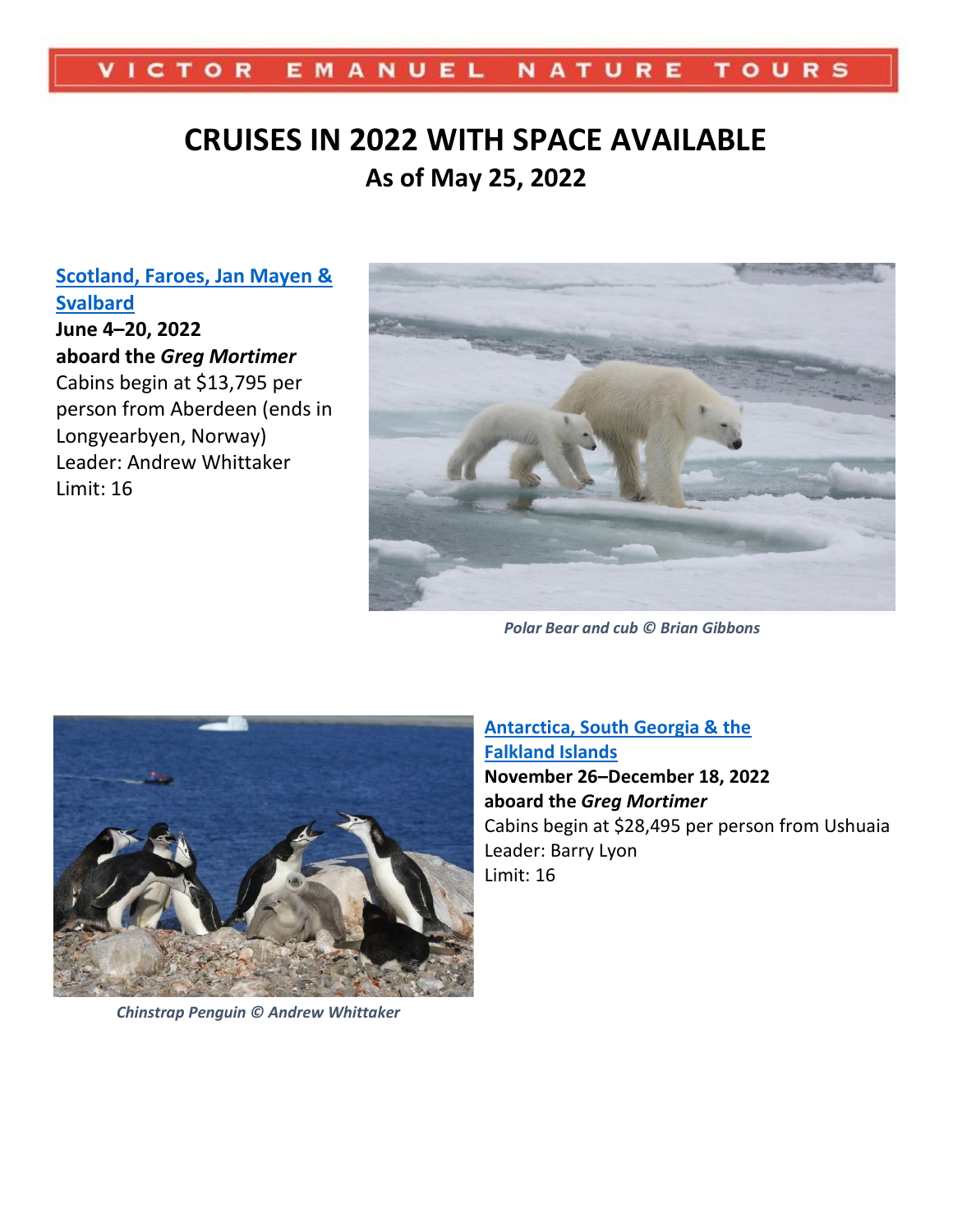VICTOR EMANUEL NATURE TOURS

# CRUISES IN 2022 WITH SPACE AVAILABLE

## As of May 25, 2022

### Scotland, Faroes, Jan Mayen & Svalbard

**June 4–20, 2022**
**aboard the *Greg Mortimer***
Cabins begin at $13,795 per person from Aberdeen (ends in Longyearbyen, Norway)
Leader: Andrew Whittaker
Limit: 16

*Polar Bear and cub © Brian Gibbons*

### Antarctica, South Georgia & the Falkland Islands

**November 26–December 18, 2022**
**aboard the *Greg Mortimer***
Cabins begin at $28,495 per person from Ushuaia
Leader: Barry Lyon
Limit: 16

*Chinstrap Penguin © Andrew Whittaker*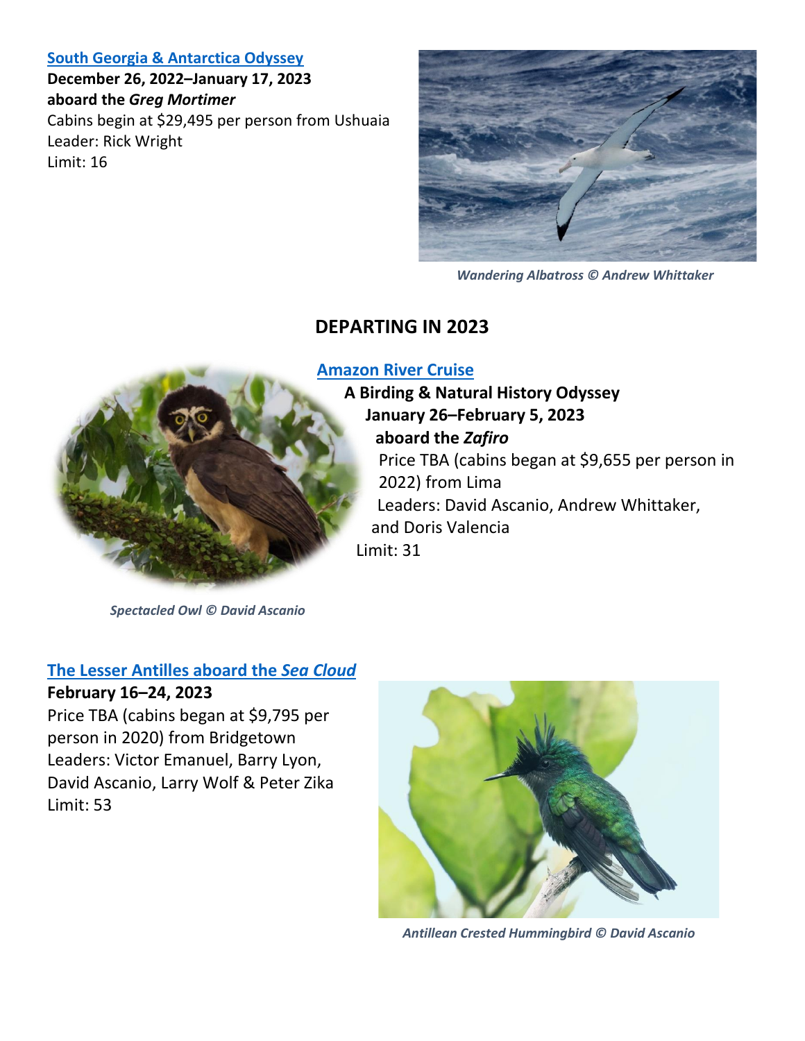[South Georgia & Antarctica Odyssey](#)
**December 26, 2022–January 17, 2023**
**aboard the *Greg Mortimer***
Cabins begin at $29,495 per person from Ushuaia
Leader: Rick Wright
Limit: 16

*Wandering Albatross © Andrew Whittaker*

## DEPARTING IN 2023

[Amazon River Cruise](#)
**A Birding & Natural History Odyssey**
**January 26–February 5, 2023**
**aboard the *Zafiro***
Price TBA (cabins began at $9,655 per person in 2022) from Lima
Leaders: David Ascanio, Andrew Whittaker, and Doris Valencia
Limit: 31

*Spectacled Owl © David Ascanio*

[The Lesser Antilles aboard the *Sea Cloud*](#)
**February 16–24, 2023**
Price TBA (cabins began at $9,795 per person in 2020) from Bridgetown
Leaders: Victor Emanuel, Barry Lyon, David Ascanio, Larry Wolf & Peter Zika
Limit: 53

*Antillean Crested Hummingbird © David Ascanio*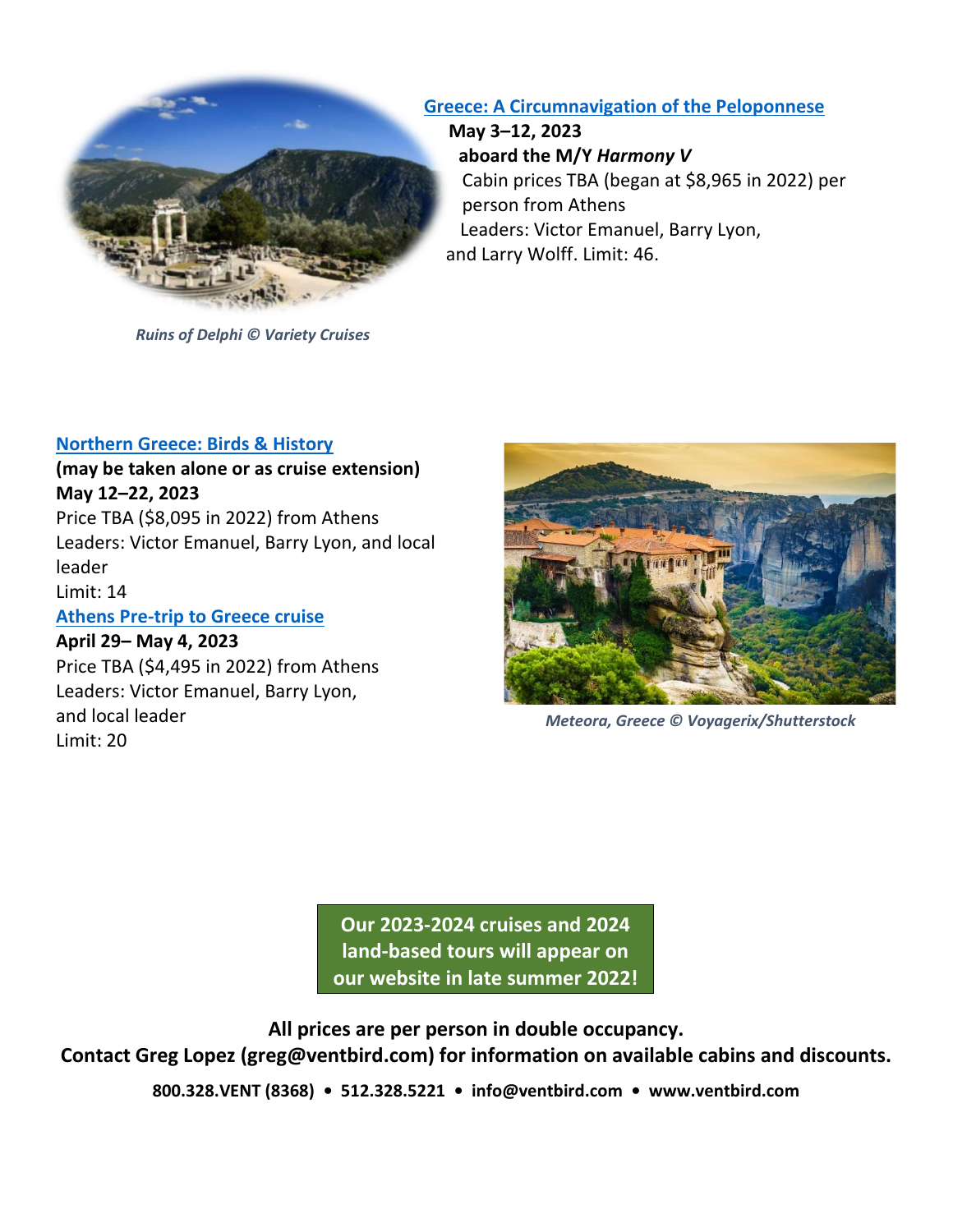Ruins of Delphi © Variety Cruises

## [Greece: A Circumnavigation of the Peloponnese]

**May 3–12, 2023**

**aboard the M/Y *Harmony V***

Cabin prices TBA (began at $8,965 in 2022) per person from Athens

Leaders: Victor Emanuel, Barry Lyon, and Larry Wolff. Limit: 46.

## [Northern Greece: Birds & History]

**(may be taken alone or as cruise extension)**

**May 12–22, 2023**

Price TBA ($8,095 in 2022) from Athens

Leaders: Victor Emanuel, Barry Lyon, and local leader

Limit: 14

## [Athens Pre-trip to Greece cruise]

**April 29– May 4, 2023**

Price TBA ($4,495 in 2022) from Athens

Leaders: Victor Emanuel, Barry Lyon, and local leader

Limit: 20

Meteora, Greece © Voyagerix/Shutterstock

**Our 2023-2024 cruises and 2024 land-based tours will appear on our website in late summer 2022!**

**All prices are per person in double occupancy.**

**Contact Greg Lopez (greg@ventbird.com) for information on available cabins and discounts.**

**800.328.VENT (8368) • 512.328.5221 • info@ventbird.com • www.ventbird.com**